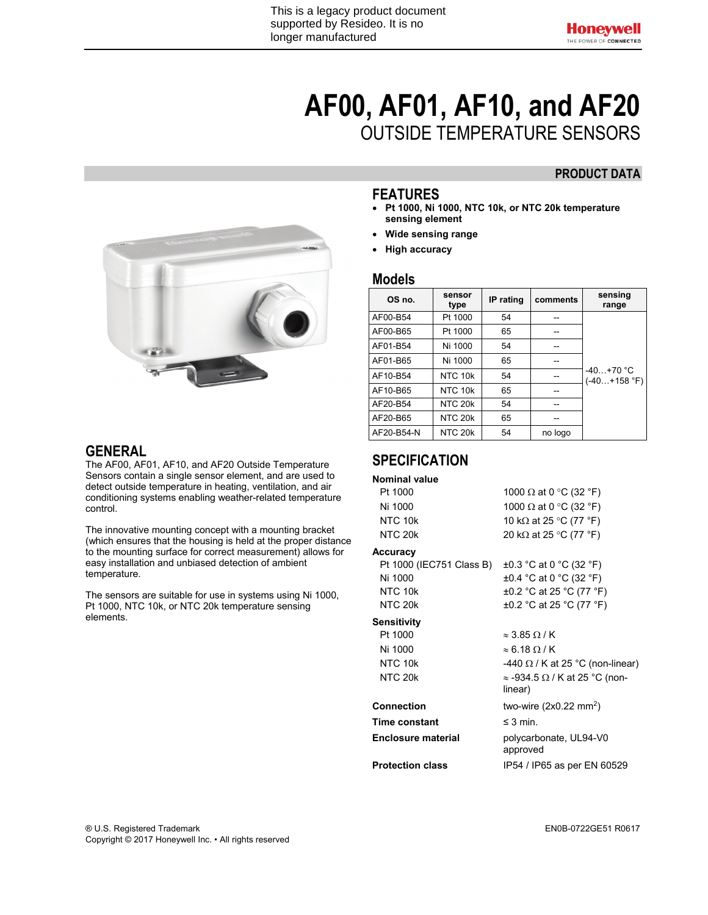This is a legacy product document supported by Resideo. It is no longer manufactured

# AF00, AF01, AF10, and AF20

## OUTSIDE TEMPERATURE SENSORS

PRODUCT DATA

## GENERAL

The AF00, AF01, AF10, and AF20 Outside Temperature Sensors contain a single sensor element, and are used to detect outside temperature in heating, ventilation, and air conditioning systems enabling weather-related temperature control.

The innovative mounting concept with a mounting bracket (which ensures that the housing is held at the proper distance to the mounting surface for correct measurement) allows for easy installation and unbiased detection of ambient temperature.

The sensors are suitable for use in systems using Ni 1000, Pt 1000, NTC 10k, or NTC 20k temperature sensing elements.

## FEATURES

- **Pt 1000, Ni 1000, NTC 10k, or NTC 20k temperature sensing element**
- **Wide sensing range**
- **High accuracy**

## Models

| OS no. | sensor type | IP rating | comments | sensing range |
|---|---|---|---|---|
| AF00-B54 | Pt 1000 | 54 | -- | -40…+70 °C (-40…+158 °F) |
| AF00-B65 | Pt 1000 | 65 | -- | |
| AF01-B54 | Ni 1000 | 54 | -- | |
| AF01-B65 | Ni 1000 | 65 | -- | |
| AF10-B54 | NTC 10k | 54 | -- | |
| AF10-B65 | NTC 10k | 65 | -- | |
| AF20-B54 | NTC 20k | 54 | -- | |
| AF20-B65 | NTC 20k | 65 | -- | |
| AF20-B54-N | NTC 20k | 54 | no logo | |

## SPECIFICATION

**Nominal value**

| | |
|---|---|
| Pt 1000 | 1000 Ω at 0 °C (32 °F) |
| Ni 1000 | 1000 Ω at 0 °C (32 °F) |
| NTC 10k | 10 kΩ at 25 °C (77 °F) |
| NTC 20k | 20 kΩ at 25 °C (77 °F) |

**Accuracy**

| | |
|---|---|
| Pt 1000 (IEC751 Class B) | ±0.3 °C at 0 °C (32 °F) |
| Ni 1000 | ±0.4 °C at 0 °C (32 °F) |
| NTC 10k | ±0.2 °C at 25 °C (77 °F) |
| NTC 20k | ±0.2 °C at 25 °C (77 °F) |

**Sensitivity**

| | |
|---|---|
| Pt 1000 | ≈ 3.85 Ω / K |
| Ni 1000 | ≈ 6.18 Ω / K |
| NTC 10k | -440 Ω / K at 25 °C (non-linear) |
| NTC 20k | ≈ -934.5 Ω / K at 25 °C (non-linear) |

| | |
|---|---|
| **Connection** | two-wire (2x0.22 $mm^2$) |
| **Time constant** | ≤ 3 min. |
| **Enclosure material** | polycarbonate, UL94-V0 approved |
| **Protection class** | IP54 / IP65 as per EN 60529 |

® U.S. Registered Trademark
Copyright © 2017 Honeywell Inc. • All rights reserved

EN0B-0722GE51 R0617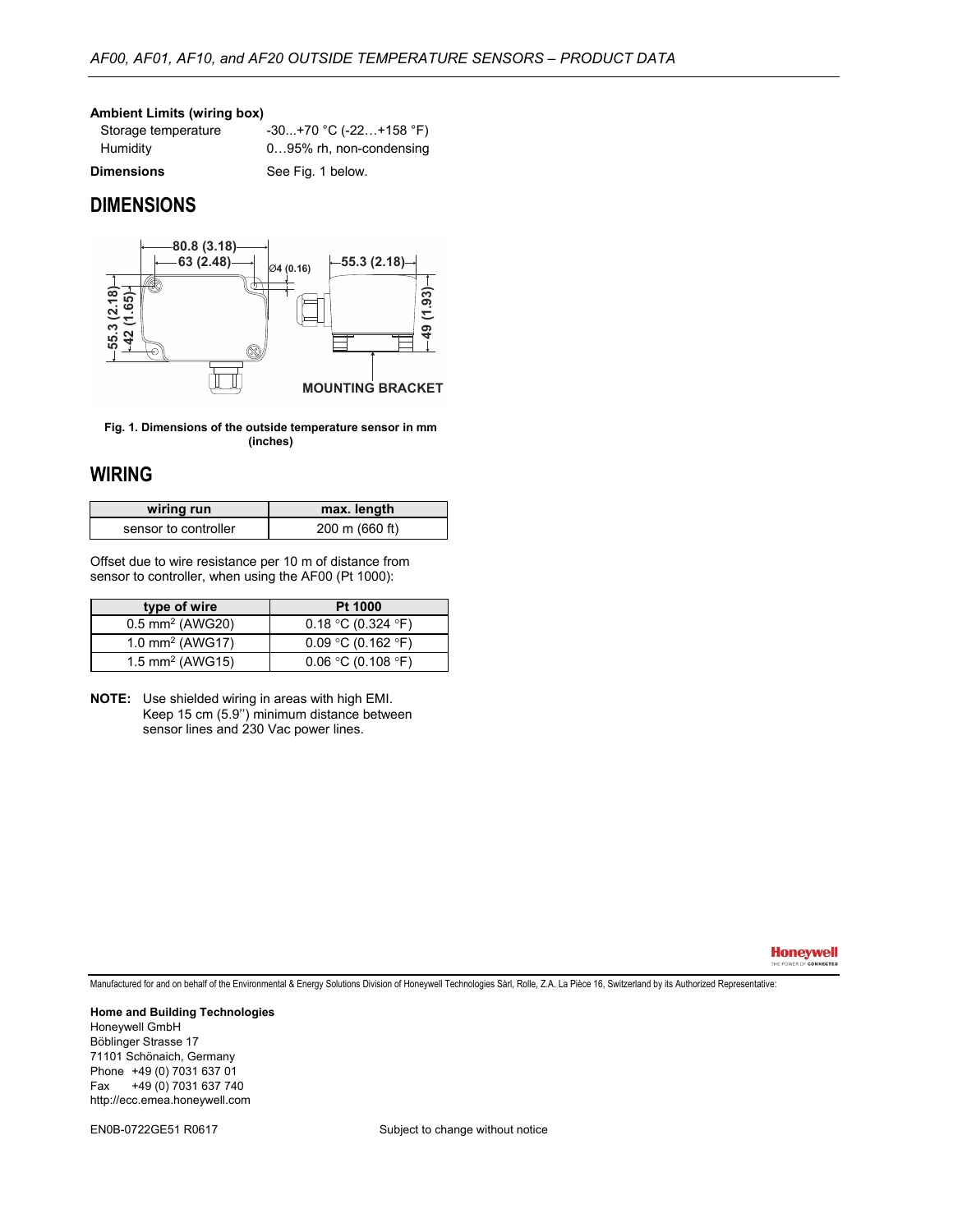**Ambient Limits (wiring box)**

| | |
|---|---|
| Storage temperature | -30...+70 °C (-22…+158 °F) |
| Humidity | 0…95% rh, non-condensing |
| **Dimensions** | See Fig. 1 below. |

## DIMENSIONS

80.8 (3.18)
63 (2.48)
Ø4 (0.16)
55.3 (2.18)
55.3 (2.18)
42 (1.65)
49 (1.93)
MOUNTING BRACKET

**Fig. 1. Dimensions of the outside temperature sensor in mm (inches)**

## WIRING

| wiring run | max. length |
|---|---|
| sensor to controller | 200 m (660 ft) |

Offset due to wire resistance per 10 m of distance from sensor to controller, when using the AF00 (Pt 1000):

| type of wire | Pt 1000 |
|---|---|
| 0.5 $mm^2$ (AWG20) | 0.18 °C (0.324 °F) |
| 1.0 $mm^2$ (AWG17) | 0.09 °C (0.162 °F) |
| 1.5 $mm^2$ (AWG15) | 0.06 °C (0.108 °F) |

**NOTE:** Use shielded wiring in areas with high EMI. Keep 15 cm (5.9'') minimum distance between sensor lines and 230 Vac power lines.

Manufactured for and on behalf of the Environmental & Energy Solutions Division of Honeywell Technologies Sàrl, Rolle, Z.A. La Pièce 16, Switzerland by its Authorized Representative:

**Home and Building Technologies**
Honeywell GmbH
Böblinger Strasse 17
71101 Schönaich, Germany
Phone +49 (0) 7031 637 01
Fax +49 (0) 7031 637 740
http://ecc.emea.honeywell.com

EN0B-0722GE51 R0617

Subject to change without notice